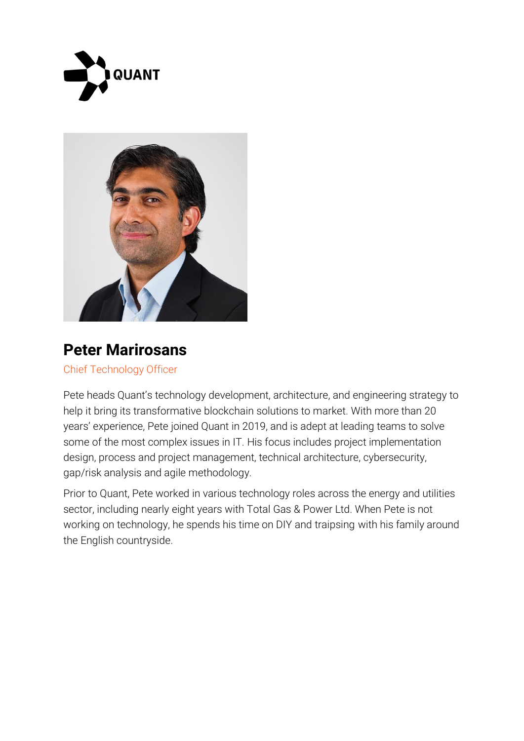QUANT

# Peter Marirosans

Chief Technology Officer

Pete heads Quant's technology development, architecture, and engineering strategy to help it bring its transformative blockchain solutions to market. With more than 20 years' experience, Pete joined Quant in 2019, and is adept at leading teams to solve some of the most complex issues in IT. His focus includes project implementation design, process and project management, technical architecture, cybersecurity, gap/risk analysis and agile methodology.

Prior to Quant, Pete worked in various technology roles across the energy and utilities sector, including nearly eight years with Total Gas & Power Ltd. When Pete is not working on technology, he spends his time on DIY and traipsing with his family around the English countryside.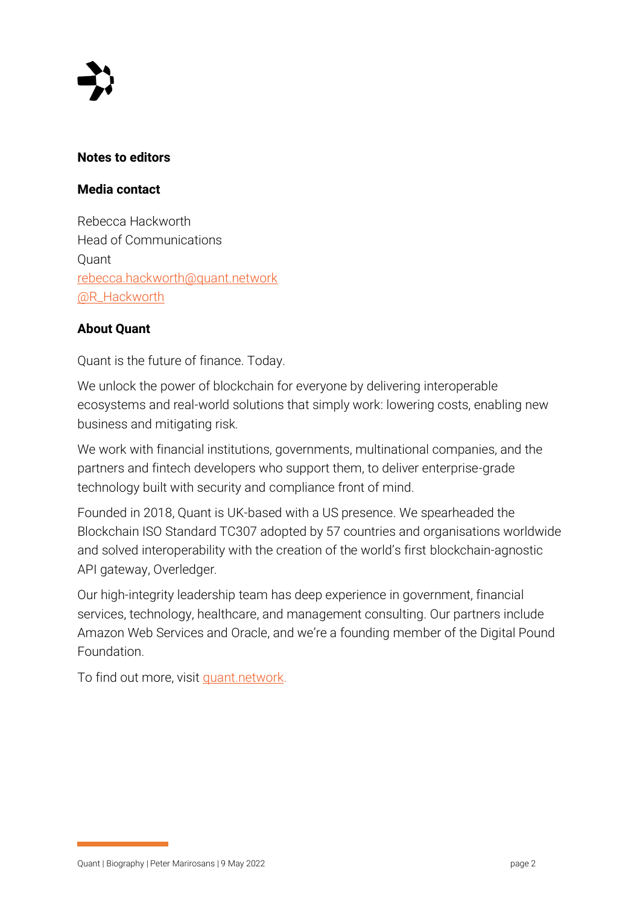**Notes to editors**

**Media contact**

Rebecca Hackworth
Head of Communications
Quant
rebecca.hackworth@quant.network
@R_Hackworth

**About Quant**

Quant is the future of finance. Today.

We unlock the power of blockchain for everyone by delivering interoperable ecosystems and real-world solutions that simply work: lowering costs, enabling new business and mitigating risk.

We work with financial institutions, governments, multinational companies, and the partners and fintech developers who support them, to deliver enterprise-grade technology built with security and compliance front of mind.

Founded in 2018, Quant is UK-based with a US presence. We spearheaded the Blockchain ISO Standard TC307 adopted by 57 countries and organisations worldwide and solved interoperability with the creation of the world's first blockchain-agnostic API gateway, Overledger.

Our high-integrity leadership team has deep experience in government, financial services, technology, healthcare, and management consulting. Our partners include Amazon Web Services and Oracle, and we're a founding member of the Digital Pound Foundation.

To find out more, visit quant.network.